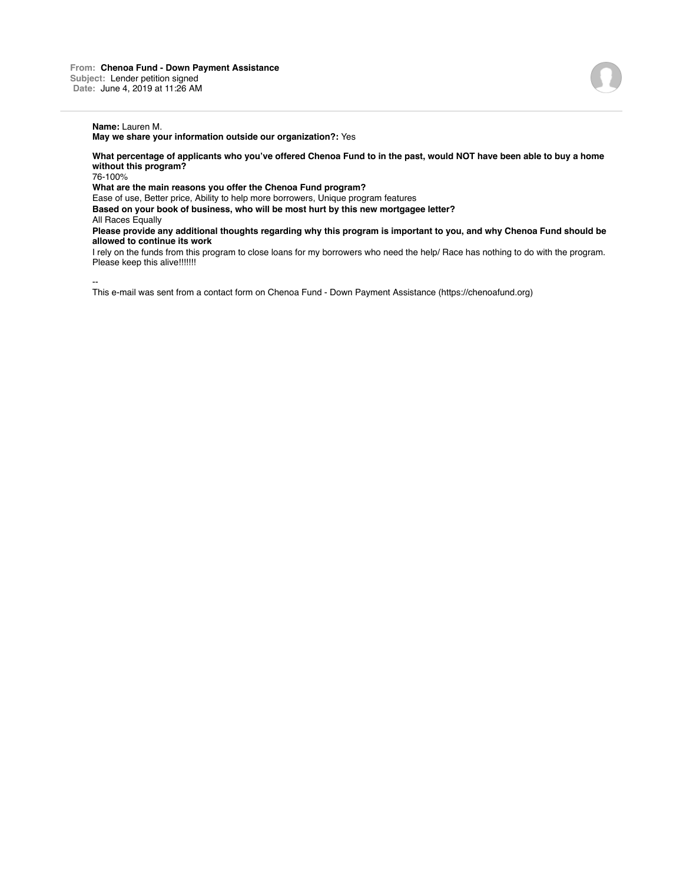**From:** Chenoa Fund - Down Payment Assistance
**Subject:** Lender petition signed
**Date:** June 4, 2019 at 11:26 AM

---

**Name:** Lauren M.
**May we share your information outside our organization?:** Yes

**What percentage of applicants who you've offered Chenoa Fund to in the past, would NOT have been able to buy a home without this program?**
76-100%
**What are the main reasons you offer the Chenoa Fund program?**
Ease of use, Better price, Ability to help more borrowers, Unique program features
**Based on your book of business, who will be most hurt by this new mortgagee letter?**
All Races Equally
**Please provide any additional thoughts regarding why this program is important to you, and why Chenoa Fund should be allowed to continue its work**
I rely on the funds from this program to close loans for my borrowers who need the help/ Race has nothing to do with the program. Please keep this alive!!!!!!!

--
This e-mail was sent from a contact form on Chenoa Fund - Down Payment Assistance (https://chenoafund.org)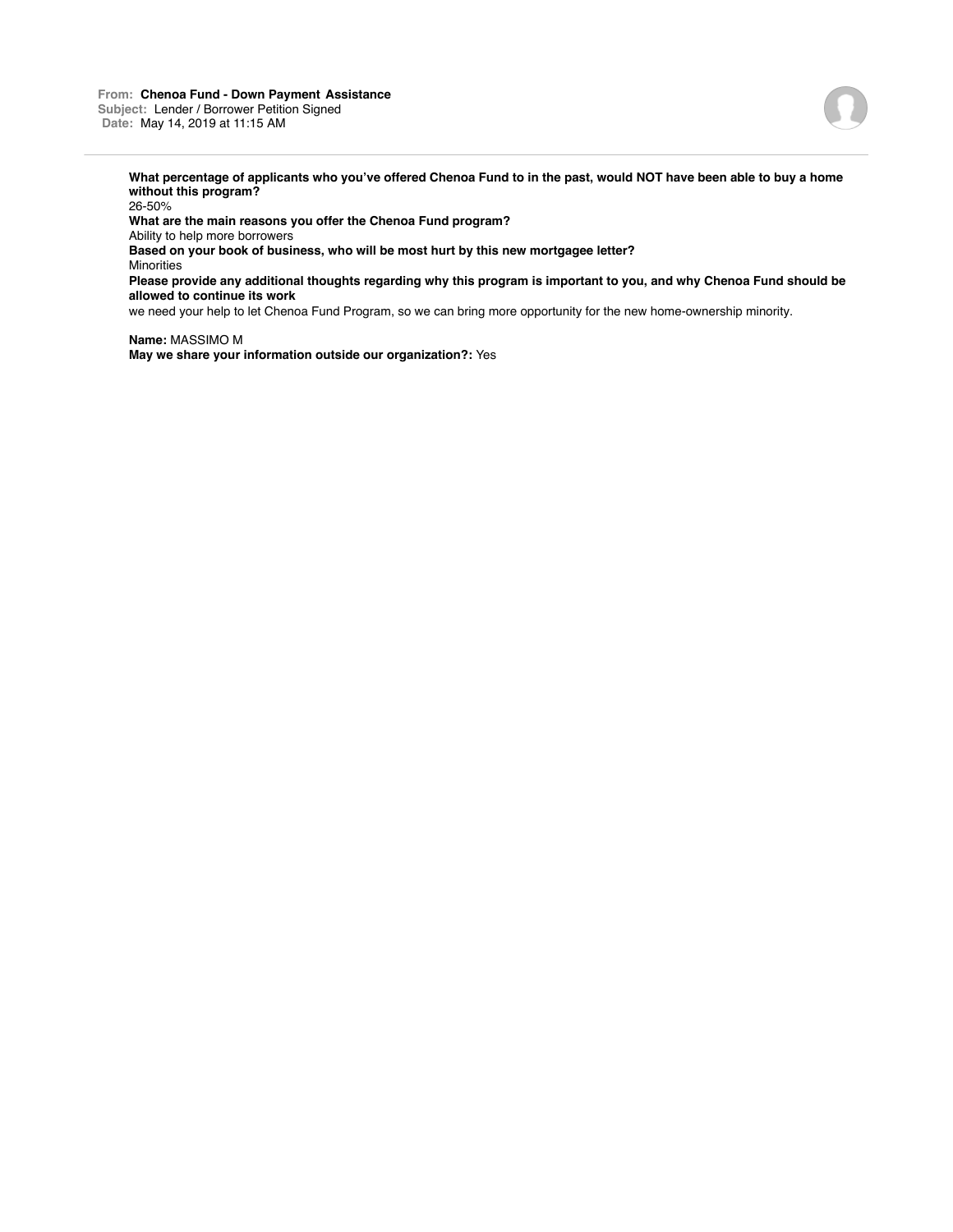**From:** **Chenoa Fund - Down Payment Assistance**
**Subject:** Lender / Borrower Petition Signed
**Date:** May 14, 2019 at 11:15 AM

---

**What percentage of applicants who you've offered Chenoa Fund to in the past, would NOT have been able to buy a home without this program?**
26-50%
**What are the main reasons you offer the Chenoa Fund program?**
Ability to help more borrowers
**Based on your book of business, who will be most hurt by this new mortgagee letter?**
Minorities
**Please provide any additional thoughts regarding why this program is important to you, and why Chenoa Fund should be allowed to continue its work**
we need your help to let Chenoa Fund Program, so we can bring more opportunity for the new home-ownership minority.

**Name:** MASSIMO M
**May we share your information outside our organization?:** Yes